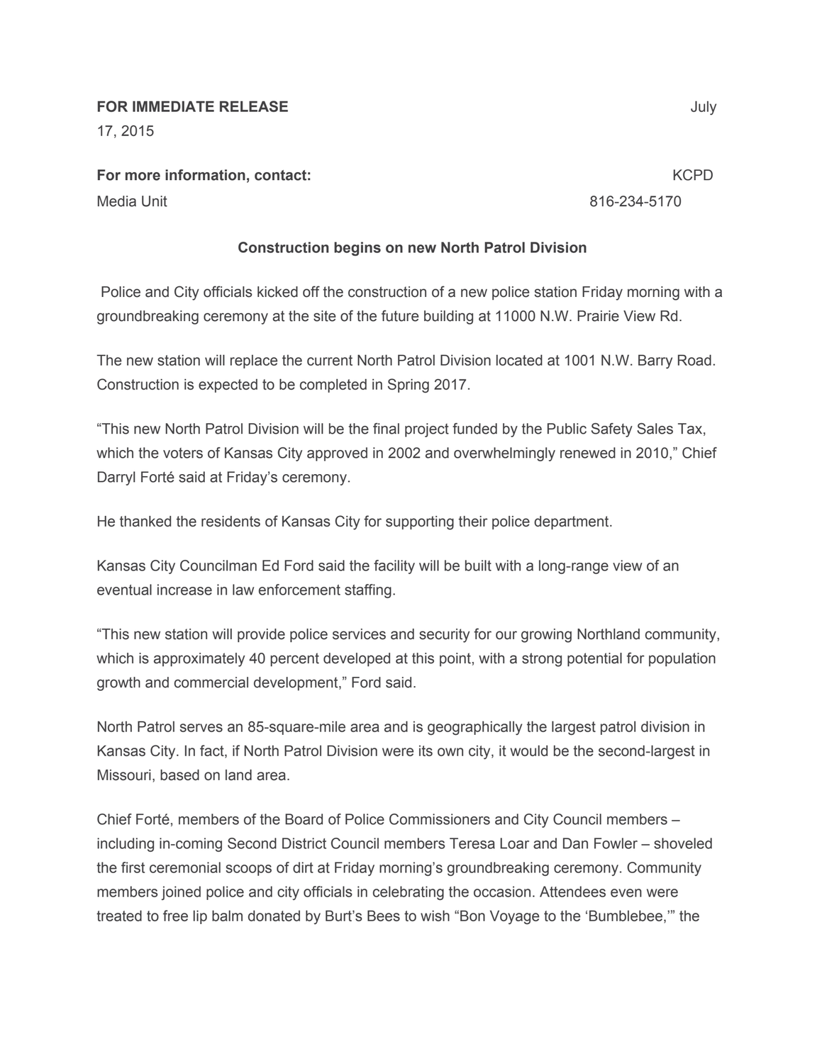**FOR IMMEDIATE RELEASE** July 17, 2015

**For more information, contact:** KCPD Media Unit 816-234-5170

**Construction begins on new North Patrol Division**

Police and City officials kicked off the construction of a new police station Friday morning with a groundbreaking ceremony at the site of the future building at 11000 N.W. Prairie View Rd.

The new station will replace the current North Patrol Division located at 1001 N.W. Barry Road. Construction is expected to be completed in Spring 2017.

"This new North Patrol Division will be the final project funded by the Public Safety Sales Tax, which the voters of Kansas City approved in 2002 and overwhelmingly renewed in 2010," Chief Darryl Forté said at Friday's ceremony.

He thanked the residents of Kansas City for supporting their police department.

Kansas City Councilman Ed Ford said the facility will be built with a long-range view of an eventual increase in law enforcement staffing.

"This new station will provide police services and security for our growing Northland community, which is approximately 40 percent developed at this point, with a strong potential for population growth and commercial development," Ford said.

North Patrol serves an 85-square-mile area and is geographically the largest patrol division in Kansas City. In fact, if North Patrol Division were its own city, it would be the second-largest in Missouri, based on land area.

Chief Forté, members of the Board of Police Commissioners and City Council members – including in-coming Second District Council members Teresa Loar and Dan Fowler – shoveled the first ceremonial scoops of dirt at Friday morning's groundbreaking ceremony. Community members joined police and city officials in celebrating the occasion. Attendees even were treated to free lip balm donated by Burt's Bees to wish "Bon Voyage to the 'Bumblebee,'" the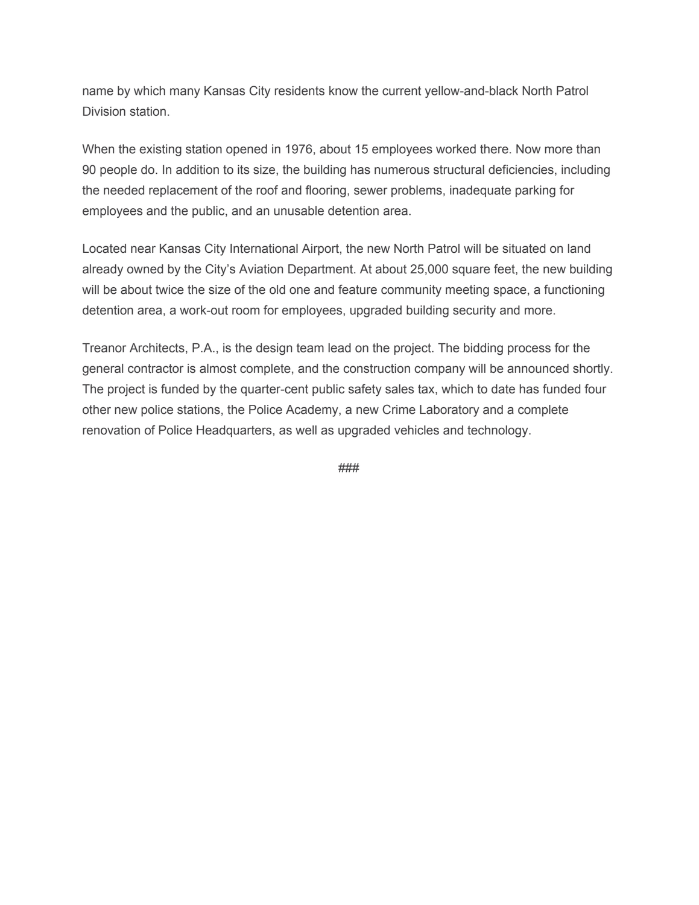name by which many Kansas City residents know the current yellow-and-black North Patrol Division station.

When the existing station opened in 1976, about 15 employees worked there. Now more than 90 people do. In addition to its size, the building has numerous structural deficiencies, including the needed replacement of the roof and flooring, sewer problems, inadequate parking for employees and the public, and an unusable detention area.

Located near Kansas City International Airport, the new North Patrol will be situated on land already owned by the City's Aviation Department. At about 25,000 square feet, the new building will be about twice the size of the old one and feature community meeting space, a functioning detention area, a work-out room for employees, upgraded building security and more.

Treanor Architects, P.A., is the design team lead on the project. The bidding process for the general contractor is almost complete, and the construction company will be announced shortly. The project is funded by the quarter-cent public safety sales tax, which to date has funded four other new police stations, the Police Academy, a new Crime Laboratory and a complete renovation of Police Headquarters, as well as upgraded vehicles and technology.

###